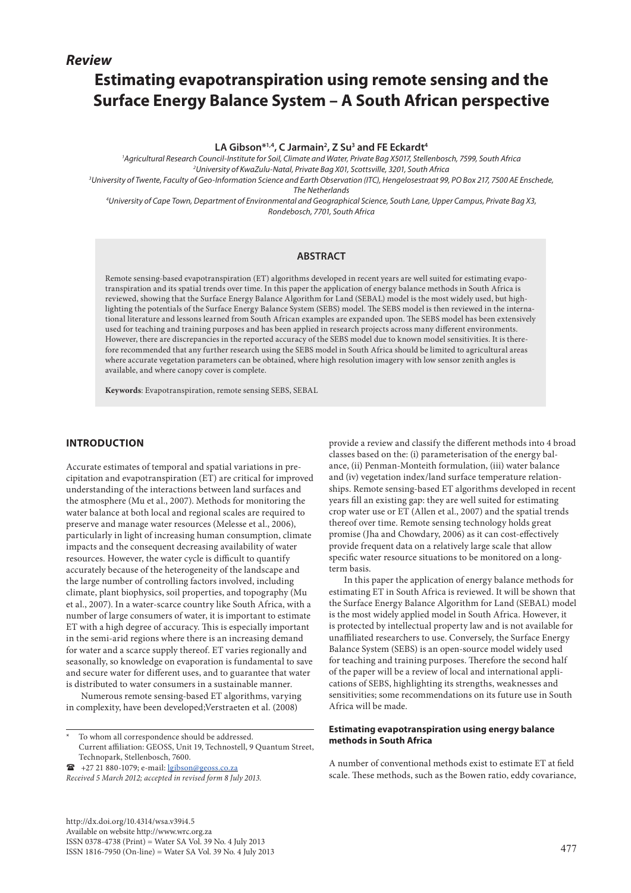*Review*

# Estimating evapotranspiration using remote sensing and the Surface Energy Balance System – A South African perspective

**LA Gibson*[1,4], C Jarmain[2], Z Su[3] and FE Eckardt[4]**

[1]*Agricultural Research Council-Institute for Soil, Climate and Water, Private Bag X5017, Stellenbosch, 7599, South Africa*
[2]*University of KwaZulu-Natal, Private Bag X01, Scottsville, 3201, South Africa*
[3]*University of Twente, Faculty of Geo-Information Science and Earth Observation (ITC), Hengelosestraat 99, PO Box 217, 7500 AE Enschede, The Netherlands*
[4]*University of Cape Town, Department of Environmental and Geographical Science, South Lane, Upper Campus, Private Bag X3, Rondebosch, 7701, South Africa*

## ABSTRACT

Remote sensing-based evapotranspiration (ET) algorithms developed in recent years are well suited for estimating evapotranspiration and its spatial trends over time. In this paper the application of energy balance methods in South Africa is reviewed, showing that the Surface Energy Balance Algorithm for Land (SEBAL) model is the most widely used, but highlighting the potentials of the Surface Energy Balance System (SEBS) model. The SEBS model is then reviewed in the international literature and lessons learned from South African examples are expanded upon. The SEBS model has been extensively used for teaching and training purposes and has been applied in research projects across many different environments. However, there are discrepancies in the reported accuracy of the SEBS model due to known model sensitivities. It is therefore recommended that any further research using the SEBS model in South Africa should be limited to agricultural areas where accurate vegetation parameters can be obtained, where high resolution imagery with low sensor zenith angles is available, and where canopy cover is complete.

**Keywords**: Evapotranspiration, remote sensing SEBS, SEBAL

## INTRODUCTION

Accurate estimates of temporal and spatial variations in precipitation and evapotranspiration (ET) are critical for improved understanding of the interactions between land surfaces and the atmosphere (Mu et al., 2007). Methods for monitoring the water balance at both local and regional scales are required to preserve and manage water resources (Melesse et al., 2006), particularly in light of increasing human consumption, climate impacts and the consequent decreasing availability of water resources. However, the water cycle is difficult to quantify accurately because of the heterogeneity of the landscape and the large number of controlling factors involved, including climate, plant biophysics, soil properties, and topography (Mu et al., 2007). In a water-scarce country like South Africa, with a number of large consumers of water, it is important to estimate ET with a high degree of accuracy. This is especially important in the semi-arid regions where there is an increasing demand for water and a scarce supply thereof. ET varies regionally and seasonally, so knowledge on evaporation is fundamental to save and secure water for different uses, and to guarantee that water is distributed to water consumers in a sustainable manner.

Numerous remote sensing-based ET algorithms, varying in complexity, have been developed;Verstraeten et al. (2008) provide a review and classify the different methods into 4 broad classes based on the: (i) parameterisation of the energy balance, (ii) Penman-Monteith formulation, (iii) water balance and (iv) vegetation index/land surface temperature relationships. Remote sensing-based ET algorithms developed in recent years fill an existing gap: they are well suited for estimating crop water use or ET (Allen et al., 2007) and the spatial trends thereof over time. Remote sensing technology holds great promise (Jha and Chowdary, 2006) as it can cost-effectively provide frequent data on a relatively large scale that allow specific water resource situations to be monitored on a long-term basis.

In this paper the application of energy balance methods for estimating ET in South Africa is reviewed. It will be shown that the Surface Energy Balance Algorithm for Land (SEBAL) model is the most widely applied model in South Africa. However, it is protected by intellectual property law and is not available for unaffiliated researchers to use. Conversely, the Surface Energy Balance System (SEBS) is an open-source model widely used for teaching and training purposes. Therefore the second half of the paper will be a review of local and international applications of SEBS, highlighting its strengths, weaknesses and sensitivities; some recommendations on its future use in South Africa will be made.

### Estimating evapotranspiration using energy balance methods in South Africa

A number of conventional methods exist to estimate ET at field scale. These methods, such as the Bowen ratio, eddy covariance,

\* To whom all correspondence should be addressed.
Current affiliation: GEOSS, Unit 19, Technostell, 9 Quantum Street, Technopark, Stellenbosch, 7600.
☎ +27 21 880-1079; e-mail: lgibson@geoss.co.za
*Received 5 March 2012; accepted in revised form 8 July 2013.*

http://dx.doi.org/10.4314/wsa.v39i4.5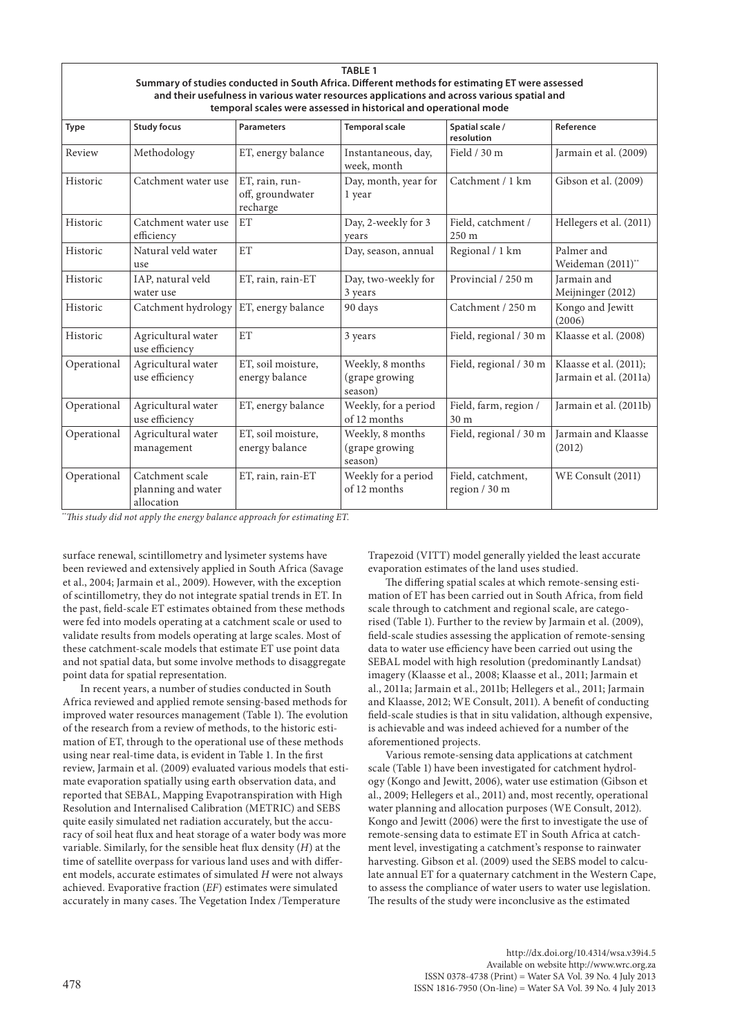**TABLE 1**
**Summary of studies conducted in South Africa. Different methods for estimating ET were assessed and their usefulness in various water resources applications and across various spatial and temporal scales were assessed in historical and operational mode**

| Type | Study focus | Parameters | Temporal scale | Spatial scale / resolution | Reference |
|---|---|---|---|---|---|
| Review | Methodology | ET, energy balance | Instantaneous, day, week, month | Field / 30 m | Jarmain et al. (2009) |
| Historic | Catchment water use | ET, rain, run-off, groundwater recharge | Day, month, year for 1 year | Catchment / 1 km | Gibson et al. (2009) |
| Historic | Catchment water use efficiency | ET | Day, 2-weekly for 3 years | Field, catchment / 250 m | Hellegers et al. (2011) |
| Historic | Natural veld water use | ET | Day, season, annual | Regional / 1 km | Palmer and Weideman (2011)** |
| Historic | IAP, natural veld water use | ET, rain, rain-ET | Day, two-weekly for 3 years | Provincial / 250 m | Jarmain and Meijninger (2012) |
| Historic | Catchment hydrology | ET, energy balance | 90 days | Catchment / 250 m | Kongo and Jewitt (2006) |
| Historic | Agricultural water use efficiency | ET | 3 years | Field, regional / 30 m | Klaasse et al. (2008) |
| Operational | Agricultural water use efficiency | ET, soil moisture, energy balance | Weekly, 8 months (grape growing season) | Field, regional / 30 m | Klaasse et al. (2011); Jarmain et al. (2011a) |
| Operational | Agricultural water use efficiency | ET, energy balance | Weekly, for a period of 12 months | Field, farm, region / 30 m | Jarmain et al. (2011b) |
| Operational | Agricultural water management | ET, soil moisture, energy balance | Weekly, 8 months (grape growing season) | Field, regional / 30 m | Jarmain and Klaasse (2012) |
| Operational | Catchment scale planning and water allocation | ET, rain, rain-ET | Weekly for a period of 12 months | Field, catchment, region / 30 m | WE Consult (2011) |

*\*\*This study did not apply the energy balance approach for estimating ET.*

surface renewal, scintillometry and lysimeter systems have been reviewed and extensively applied in South Africa (Savage et al., 2004; Jarmain et al., 2009). However, with the exception of scintillometry, they do not integrate spatial trends in ET. In the past, field-scale ET estimates obtained from these methods were fed into models operating at a catchment scale or used to validate results from models operating at large scales. Most of these catchment-scale models that estimate ET use point data and not spatial data, but some involve methods to disaggregate point data for spatial representation.

In recent years, a number of studies conducted in South Africa reviewed and applied remote sensing-based methods for improved water resources management (Table 1). The evolution of the research from a review of methods, to the historic estimation of ET, through to the operational use of these methods using near real-time data, is evident in Table 1. In the first review, Jarmain et al. (2009) evaluated various models that estimate evaporation spatially using earth observation data, and reported that SEBAL, Mapping Evapotranspiration with High Resolution and Internalised Calibration (METRIC) and SEBS quite easily simulated net radiation accurately, but the accuracy of soil heat flux and heat storage of a water body was more variable. Similarly, for the sensible heat flux density ($H$) at the time of satellite overpass for various land uses and with different models, accurate estimates of simulated $H$ were not always achieved. Evaporative fraction ($EF$) estimates were simulated accurately in many cases. The Vegetation Index /Temperature Trapezoid (VITT) model generally yielded the least accurate evaporation estimates of the land uses studied.

The differing spatial scales at which remote-sensing estimation of ET has been carried out in South Africa, from field scale through to catchment and regional scale, are categorised (Table 1). Further to the review by Jarmain et al. (2009), field-scale studies assessing the application of remote-sensing data to water use efficiency have been carried out using the SEBAL model with high resolution (predominantly Landsat) imagery (Klaasse et al., 2008; Klaasse et al., 2011; Jarmain et al., 2011a; Jarmain et al., 2011b; Hellegers et al., 2011; Jarmain and Klaasse, 2012; WE Consult, 2011). A benefit of conducting field-scale studies is that in situ validation, although expensive, is achievable and was indeed achieved for a number of the aforementioned projects.

Various remote-sensing data applications at catchment scale (Table 1) have been investigated for catchment hydrology (Kongo and Jewitt, 2006), water use estimation (Gibson et al., 2009; Hellegers et al., 2011) and, most recently, operational water planning and allocation purposes (WE Consult, 2012). Kongo and Jewitt (2006) were the first to investigate the use of remote-sensing data to estimate ET in South Africa at catchment level, investigating a catchment's response to rainwater harvesting. Gibson et al. (2009) used the SEBS model to calculate annual ET for a quaternary catchment in the Western Cape, to assess the compliance of water users to water use legislation. The results of the study were inconclusive as the estimated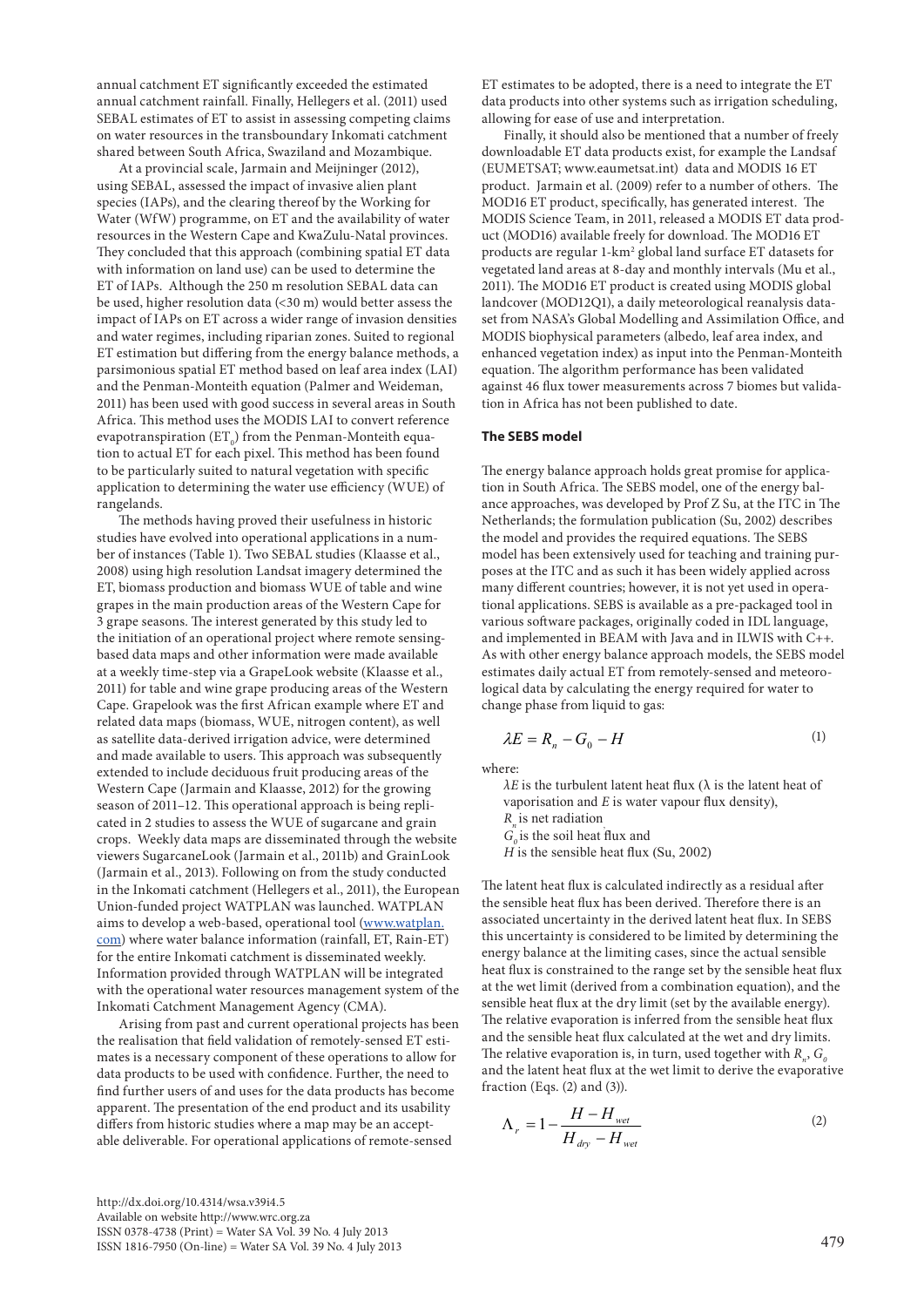annual catchment ET significantly exceeded the estimated annual catchment rainfall. Finally, Hellegers et al. (2011) used SEBAL estimates of ET to assist in assessing competing claims on water resources in the transboundary Inkomati catchment shared between South Africa, Swaziland and Mozambique.

At a provincial scale, Jarmain and Meijninger (2012), using SEBAL, assessed the impact of invasive alien plant species (IAPs), and the clearing thereof by the Working for Water (WfW) programme, on ET and the availability of water resources in the Western Cape and KwaZulu-Natal provinces. They concluded that this approach (combining spatial ET data with information on land use) can be used to determine the ET of IAPs. Although the 250 m resolution SEBAL data can be used, higher resolution data (<30 m) would better assess the impact of IAPs on ET across a wider range of invasion densities and water regimes, including riparian zones. Suited to regional ET estimation but differing from the energy balance methods, a parsimonious spatial ET method based on leaf area index (LAI) and the Penman-Monteith equation (Palmer and Weideman, 2011) has been used with good success in several areas in South Africa. This method uses the MODIS LAI to convert reference evapotranspiration ($ET_0$) from the Penman-Monteith equation to actual ET for each pixel. This method has been found to be particularly suited to natural vegetation with specific application to determining the water use efficiency (WUE) of rangelands.

The methods having proved their usefulness in historic studies have evolved into operational applications in a number of instances (Table 1). Two SEBAL studies (Klaasse et al., 2008) using high resolution Landsat imagery determined the ET, biomass production and biomass WUE of table and wine grapes in the main production areas of the Western Cape for 3 grape seasons. The interest generated by this study led to the initiation of an operational project where remote sensing-based data maps and other information were made available at a weekly time-step via a GrapeLook website (Klaasse et al., 2011) for table and wine grape producing areas of the Western Cape. Grapelook was the first African example where ET and related data maps (biomass, WUE, nitrogen content), as well as satellite data-derived irrigation advice, were determined and made available to users. This approach was subsequently extended to include deciduous fruit producing areas of the Western Cape (Jarmain and Klaasse, 2012) for the growing season of 2011–12. This operational approach is being replicated in 2 studies to assess the WUE of sugarcane and grain crops. Weekly data maps are disseminated through the website viewers SugarcaneLook (Jarmain et al., 2011b) and GrainLook (Jarmain et al., 2013). Following on from the study conducted in the Inkomati catchment (Hellegers et al., 2011), the European Union-funded project WATPLAN was launched. WATPLAN aims to develop a web-based, operational tool (www.watplan.com) where water balance information (rainfall, ET, Rain-ET) for the entire Inkomati catchment is disseminated weekly. Information provided through WATPLAN will be integrated with the operational water resources management system of the Inkomati Catchment Management Agency (CMA).

Arising from past and current operational projects has been the realisation that field validation of remotely-sensed ET estimates is a necessary component of these operations to allow for data products to be used with confidence. Further, the need to find further users of and uses for the data products has become apparent. The presentation of the end product and its usability differs from historic studies where a map may be an acceptable deliverable. For operational applications of remote-sensed ET estimates to be adopted, there is a need to integrate the ET data products into other systems such as irrigation scheduling, allowing for ease of use and interpretation.

Finally, it should also be mentioned that a number of freely downloadable ET data products exist, for example the Landsaf (EUMETSAT; www.eaumetsat.int) data and MODIS 16 ET product. Jarmain et al. (2009) refer to a number of others. The MOD16 ET product, specifically, has generated interest. The MODIS Science Team, in 2011, released a MODIS ET data product (MOD16) available freely for download. The MOD16 ET products are regular 1-km$^2$ global land surface ET datasets for vegetated land areas at 8-day and monthly intervals (Mu et al., 2011). The MOD16 ET product is created using MODIS global landcover (MOD12Q1), a daily meteorological reanalysis dataset from NASA's Global Modelling and Assimilation Office, and MODIS biophysical parameters (albedo, leaf area index, and enhanced vegetation index) as input into the Penman-Monteith equation. The algorithm performance has been validated against 46 flux tower measurements across 7 biomes but validation in Africa has not been published to date.

### The SEBS model

The energy balance approach holds great promise for application in South Africa. The SEBS model, one of the energy balance approaches, was developed by Prof Z Su, at the ITC in The Netherlands; the formulation publication (Su, 2002) describes the model and provides the required equations. The SEBS model has been extensively used for teaching and training purposes at the ITC and as such it has been widely applied across many different countries; however, it is not yet used in operational applications. SEBS is available as a pre-packaged tool in various software packages, originally coded in IDL language, and implemented in BEAM with Java and in ILWIS with C++. As with other energy balance approach models, the SEBS model estimates daily actual ET from remotely-sensed and meteorological data by calculating the energy required for water to change phase from liquid to gas:

$$\lambda E = R_n - G_0 - H \tag{1}$$

where:

$\lambda E$ is the turbulent latent heat flux ($\lambda$ is the latent heat of vaporisation and $E$ is water vapour flux density),
$R_n$ is net radiation
$G_0$ is the soil heat flux and
$H$ is the sensible heat flux (Su, 2002)

The latent heat flux is calculated indirectly as a residual after the sensible heat flux has been derived. Therefore there is an associated uncertainty in the derived latent heat flux. In SEBS this uncertainty is considered to be limited by determining the energy balance at the limiting cases, since the actual sensible heat flux is constrained to the range set by the sensible heat flux at the wet limit (derived from a combination equation), and the sensible heat flux at the dry limit (set by the available energy). The relative evaporation is inferred from the sensible heat flux and the sensible heat flux calculated at the wet and dry limits. The relative evaporation is, in turn, used together with $R_n$, $G_0$ and the latent heat flux at the wet limit to derive the evaporative fraction (Eqs. (2) and (3)).

$$\Lambda_r = 1 - \frac{H - H_{wet}}{H_{dry} - H_{wet}} \tag{2}$$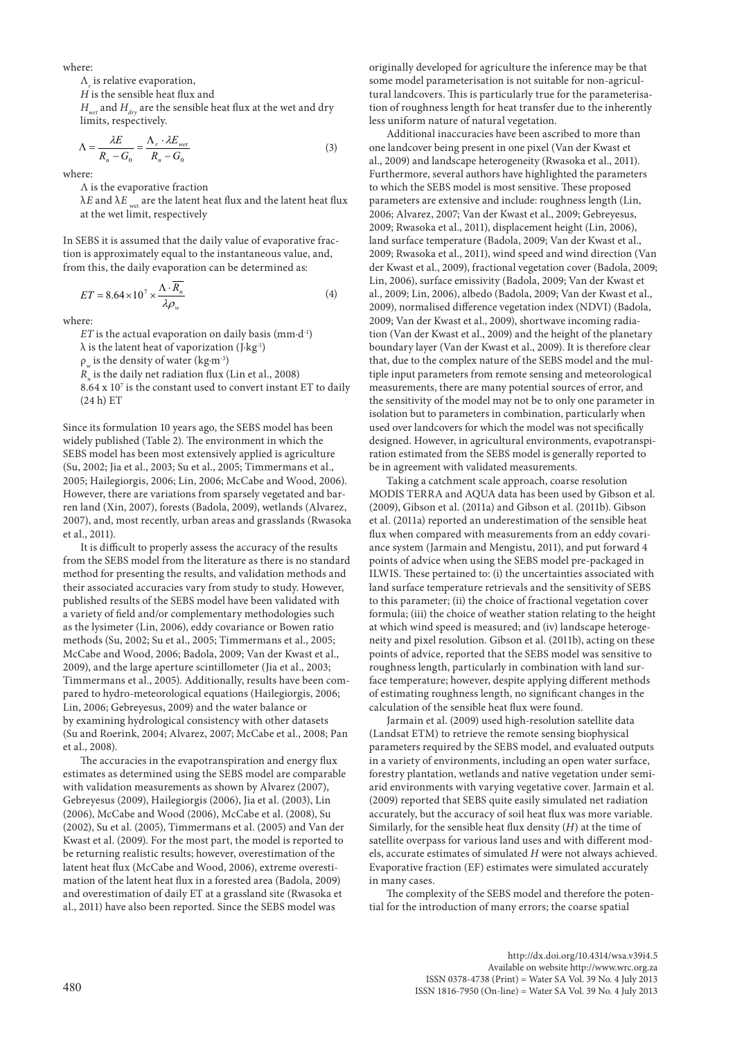where:

$\Lambda_r$ is relative evaporation,

$H$ is the sensible heat flux and

$H_{wet}$ and $H_{dry}$ are the sensible heat flux at the wet and dry limits, respectively.

$$\Lambda = \frac{\lambda E}{R_n - G_0} = \frac{\Lambda_r \cdot \lambda E_{wet}}{R_n - G_0} \tag{3}$$

where:

$\Lambda$ is the evaporative fraction

$\lambda E$ and $\lambda E_{wet}$ are the latent heat flux and the latent heat flux at the wet limit, respectively

In SEBS it is assumed that the daily value of evaporative fraction is approximately equal to the instantaneous value, and, from this, the daily evaporation can be determined as:

$$ET = 8.64 \times 10^7 \times \frac{\Lambda \cdot \overline{R_n}}{\lambda \rho_w} \tag{4}$$

where:

$ET$ is the actual evaporation on daily basis (mm·d$^{-1}$)

$\lambda$ is the latent heat of vaporization (J·kg$^{-1}$)

$\rho_w$ is the density of water (kg·m$^{-3}$)

$R_n$ is the daily net radiation flux (Lin et al., 2008)

8.64 x $10^7$ is the constant used to convert instant ET to daily (24 h) ET

Since its formulation 10 years ago, the SEBS model has been widely published (Table 2). The environment in which the SEBS model has been most extensively applied is agriculture (Su, 2002; Jia et al., 2003; Su et al., 2005; Timmermans et al., 2005; Hailegiorgis, 2006; Lin, 2006; McCabe and Wood, 2006). However, there are variations from sparsely vegetated and barren land (Xin, 2007), forests (Badola, 2009), wetlands (Alvarez, 2007), and, most recently, urban areas and grasslands (Rwasoka et al., 2011).

It is difficult to properly assess the accuracy of the results from the SEBS model from the literature as there is no standard method for presenting the results, and validation methods and their associated accuracies vary from study to study. However, published results of the SEBS model have been validated with a variety of field and/or complementary methodologies such as the lysimeter (Lin, 2006), eddy covariance or Bowen ratio methods (Su, 2002; Su et al., 2005; Timmermans et al., 2005; McCabe and Wood, 2006; Badola, 2009; Van der Kwast et al., 2009), and the large aperture scintillometer (Jia et al., 2003; Timmermans et al., 2005). Additionally, results have been compared to hydro-meteorological equations (Hailegiorgis, 2006; Lin, 2006; Gebreyesus, 2009) and the water balance or by examining hydrological consistency with other datasets (Su and Roerink, 2004; Alvarez, 2007; McCabe et al., 2008; Pan et al., 2008).

The accuracies in the evapotranspiration and energy flux estimates as determined using the SEBS model are comparable with validation measurements as shown by Alvarez (2007), Gebreyesus (2009), Hailegiorgis (2006), Jia et al. (2003), Lin (2006), McCabe and Wood (2006), McCabe et al. (2008), Su (2002), Su et al. (2005), Timmermans et al. (2005) and Van der Kwast et al. (2009). For the most part, the model is reported to be returning realistic results; however, overestimation of the latent heat flux (McCabe and Wood, 2006), extreme overestimation of the latent heat flux in a forested area (Badola, 2009) and overestimation of daily ET at a grassland site (Rwasoka et al., 2011) have also been reported. Since the SEBS model was originally developed for agriculture the inference may be that some model parameterisation is not suitable for non-agricultural landcovers. This is particularly true for the parameterisation of roughness length for heat transfer due to the inherently less uniform nature of natural vegetation.

Additional inaccuracies have been ascribed to more than one landcover being present in one pixel (Van der Kwast et al., 2009) and landscape heterogeneity (Rwasoka et al., 2011). Furthermore, several authors have highlighted the parameters to which the SEBS model is most sensitive. These proposed parameters are extensive and include: roughness length (Lin, 2006; Alvarez, 2007; Van der Kwast et al., 2009; Gebreyesus, 2009; Rwasoka et al., 2011), displacement height (Lin, 2006), land surface temperature (Badola, 2009; Van der Kwast et al., 2009; Rwasoka et al., 2011), wind speed and wind direction (Van der Kwast et al., 2009), fractional vegetation cover (Badola, 2009; Lin, 2006), surface emissivity (Badola, 2009; Van der Kwast et al., 2009; Lin, 2006), albedo (Badola, 2009; Van der Kwast et al., 2009), normalised difference vegetation index (NDVI) (Badola, 2009; Van der Kwast et al., 2009), shortwave incoming radiation (Van der Kwast et al., 2009) and the height of the planetary boundary layer (Van der Kwast et al., 2009). It is therefore clear that, due to the complex nature of the SEBS model and the multiple input parameters from remote sensing and meteorological measurements, there are many potential sources of error, and the sensitivity of the model may not be to only one parameter in isolation but to parameters in combination, particularly when used over landcovers for which the model was not specifically designed. However, in agricultural environments, evapotranspiration estimated from the SEBS model is generally reported to be in agreement with validated measurements.

Taking a catchment scale approach, coarse resolution MODIS TERRA and AQUA data has been used by Gibson et al. (2009), Gibson et al. (2011a) and Gibson et al. (2011b). Gibson et al. (2011a) reported an underestimation of the sensible heat flux when compared with measurements from an eddy covariance system (Jarmain and Mengistu, 2011), and put forward 4 points of advice when using the SEBS model pre-packaged in ILWIS. These pertained to: (i) the uncertainties associated with land surface temperature retrievals and the sensitivity of SEBS to this parameter; (ii) the choice of fractional vegetation cover formula; (iii) the choice of weather station relating to the height at which wind speed is measured; and (iv) landscape heterogeneity and pixel resolution. Gibson et al. (2011b), acting on these points of advice, reported that the SEBS model was sensitive to roughness length, particularly in combination with land surface temperature; however, despite applying different methods of estimating roughness length, no significant changes in the calculation of the sensible heat flux were found.

Jarmain et al. (2009) used high-resolution satellite data (Landsat ETM) to retrieve the remote sensing biophysical parameters required by the SEBS model, and evaluated outputs in a variety of environments, including an open water surface, forestry plantation, wetlands and native vegetation under semi-arid environments with varying vegetative cover. Jarmain et al. (2009) reported that SEBS quite easily simulated net radiation accurately, but the accuracy of soil heat flux was more variable. Similarly, for the sensible heat flux density ($H$) at the time of satellite overpass for various land uses and with different models, accurate estimates of simulated $H$ were not always achieved. Evaporative fraction (EF) estimates were simulated accurately in many cases.

The complexity of the SEBS model and therefore the potential for the introduction of many errors; the coarse spatial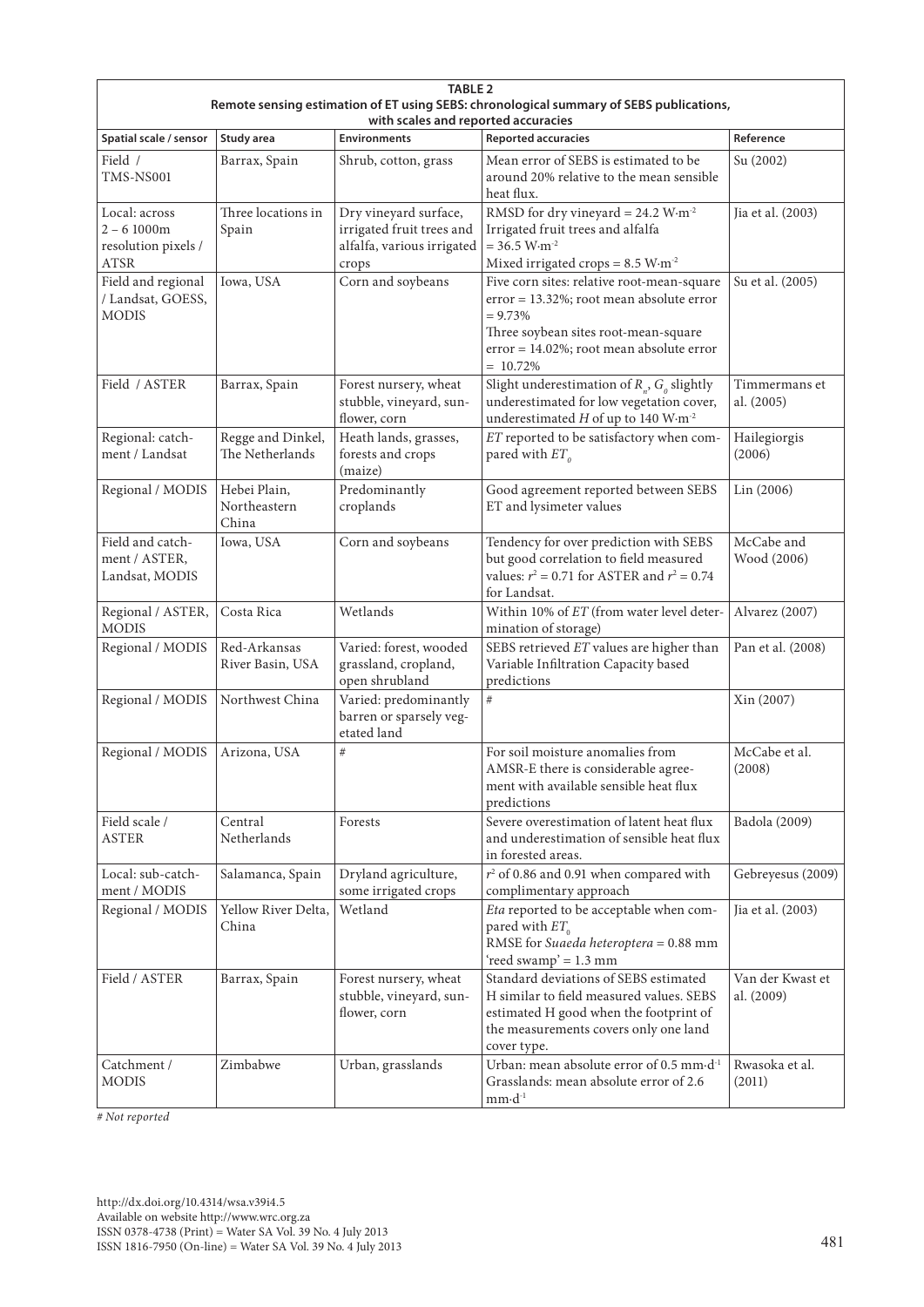**TABLE 2**
**Remote sensing estimation of ET using SEBS: chronological summary of SEBS publications, with scales and reported accuracies**

| Spatial scale / sensor | Study area | Environments | Reported accuracies | Reference |
|---|---|---|---|---|
| Field / TMS-NS001 | Barrax, Spain | Shrub, cotton, grass | Mean error of SEBS is estimated to be around 20% relative to the mean sensible heat flux. | Su (2002) |
| Local: across 2 – 6 1000m resolution pixels / ATSR | Three locations in Spain | Dry vineyard surface, irrigated fruit trees and alfalfa, various irrigated crops | RMSD for dry vineyard = 24.2 W·m$^{-2}$ Irrigated fruit trees and alfalfa = 36.5 W·m$^{-2}$ Mixed irrigated crops = 8.5 W·m$^{-2}$ | Jia et al. (2003) |
| Field and regional / Landsat, GOESS, MODIS | Iowa, USA | Corn and soybeans | Five corn sites: relative root-mean-square error = 13.32%; root mean absolute error = 9.73% Three soybean sites root-mean-square error = 14.02%; root mean absolute error = 10.72% | Su et al. (2005) |
| Field / ASTER | Barrax, Spain | Forest nursery, wheat stubble, vineyard, sunflower, corn | Slight underestimation of $R_n$, $G_0$ slightly underestimated for low vegetation cover, underestimated $H$ of up to 140 W·m$^{-2}$ | Timmermans et al. (2005) |
| Regional: catchment / Landsat | Regge and Dinkel, The Netherlands | Heath lands, grasses, forests and crops (maize) | $ET$ reported to be satisfactory when compared with $ET_0$ | Hailegiorgis (2006) |
| Regional / MODIS | Hebei Plain, Northeastern China | Predominantly croplands | Good agreement reported between SEBS ET and lysimeter values | Lin (2006) |
| Field and catchment / ASTER, Landsat, MODIS | Iowa, USA | Corn and soybeans | Tendency for over prediction with SEBS but good correlation to field measured values: $r^2 = 0.71$ for ASTER and $r^2 = 0.74$ for Landsat. | McCabe and Wood (2006) |
| Regional / ASTER, MODIS | Costa Rica | Wetlands | Within 10% of $ET$ (from water level determination of storage) | Alvarez (2007) |
| Regional / MODIS | Red-Arkansas River Basin, USA | Varied: forest, wooded grassland, cropland, open shrubland | SEBS retrieved $ET$ values are higher than Variable Infiltration Capacity based predictions | Pan et al. (2008) |
| Regional / MODIS | Northwest China | Varied: predominantly barren or sparsely vegetated land | # | Xin (2007) |
| Regional / MODIS | Arizona, USA | # | For soil moisture anomalies from AMSR-E there is considerable agreement with available sensible heat flux predictions | McCabe et al. (2008) |
| Field scale / ASTER | Central Netherlands | Forests | Severe overestimation of latent heat flux and underestimation of sensible heat flux in forested areas. | Badola (2009) |
| Local: sub-catchment / MODIS | Salamanca, Spain | Dryland agriculture, some irrigated crops | $r^2$ of 0.86 and 0.91 when compared with complimentary approach | Gebreyesus (2009) |
| Regional / MODIS | Yellow River Delta, China | Wetland | *Eta* reported to be acceptable when compared with $ET_0$ RMSE for *Suaeda heteroptera* = 0.88 mm 'reed swamp' = 1.3 mm | Jia et al. (2003) |
| Field / ASTER | Barrax, Spain | Forest nursery, wheat stubble, vineyard, sunflower, corn | Standard deviations of SEBS estimated H similar to field measured values. SEBS estimated H good when the footprint of the measurements covers only one land cover type. | Van der Kwast et al. (2009) |
| Catchment / MODIS | Zimbabwe | Urban, grasslands | Urban: mean absolute error of 0.5 mm·d$^{-1}$ Grasslands: mean absolute error of 2.6 mm·d$^{-1}$ | Rwasoka et al. (2011) |

*# Not reported*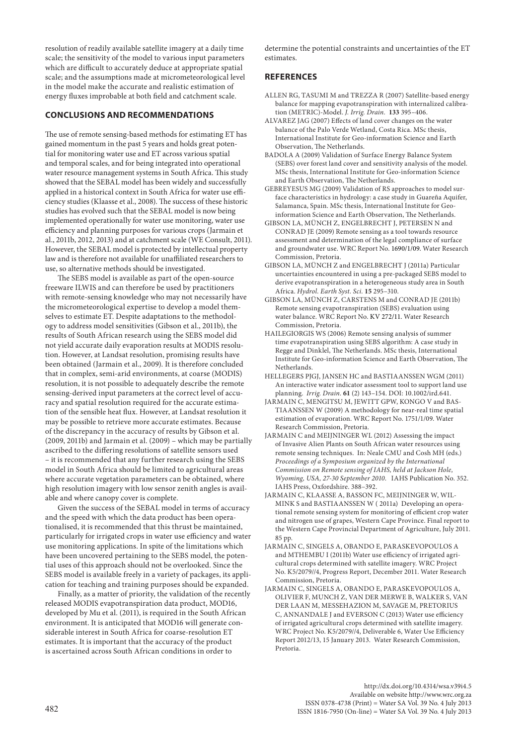resolution of readily available satellite imagery at a daily time scale; the sensitivity of the model to various input parameters which are difficult to accurately deduce at appropriate spatial scale; and the assumptions made at micrometeorological level in the model make the accurate and realistic estimation of energy fluxes improbable at both field and catchment scale.

## CONCLUSIONS AND RECOMMENDATIONS

The use of remote sensing-based methods for estimating ET has gained momentum in the past 5 years and holds great potential for monitoring water use and ET across various spatial and temporal scales, and for being integrated into operational water resource management systems in South Africa. This study showed that the SEBAL model has been widely and successfully applied in a historical context in South Africa for water use efficiency studies (Klaasse et al., 2008). The success of these historic studies has evolved such that the SEBAL model is now being implemented operationally for water use monitoring, water use efficiency and planning purposes for various crops (Jarmain et al., 2011b, 2012, 2013) and at catchment scale (WE Consult, 2011). However, the SEBAL model is protected by intellectual property law and is therefore not available for unaffiliated researchers to use, so alternative methods should be investigated.

The SEBS model is available as part of the open-source freeware ILWIS and can therefore be used by practitioners with remote-sensing knowledge who may not necessarily have the micrometeorological expertise to develop a model themselves to estimate ET. Despite adaptations to the methodology to address model sensitivities (Gibson et al., 2011b), the results of South African research using the SEBS model did not yield accurate daily evaporation results at MODIS resolution. However, at Landsat resolution, promising results have been obtained (Jarmain et al., 2009). It is therefore concluded that in complex, semi-arid environments, at coarse (MODIS) resolution, it is not possible to adequately describe the remote sensing-derived input parameters at the correct level of accuracy and spatial resolution required for the accurate estimation of the sensible heat flux. However, at Landsat resolution it may be possible to retrieve more accurate estimates. Because of the discrepancy in the accuracy of results by Gibson et al. (2009, 2011b) and Jarmain et al. (2009) – which may be partially ascribed to the differing resolutions of satellite sensors used – it is recommended that any further research using the SEBS model in South Africa should be limited to agricultural areas where accurate vegetation parameters can be obtained, where high resolution imagery with low sensor zenith angles is available and where canopy cover is complete.

Given the success of the SEBAL model in terms of accuracy and the speed with which the data product has been operationalised, it is recommended that this thrust be maintained, particularly for irrigated crops in water use efficiency and water use monitoring applications. In spite of the limitations which have been uncovered pertaining to the SEBS model, the potential uses of this approach should not be overlooked. Since the SEBS model is available freely in a variety of packages, its application for teaching and training purposes should be expanded.

Finally, as a matter of priority, the validation of the recently released MODIS evapotranspiration data product, MOD16, developed by Mu et al. (2011), is required in the South African environment. It is anticipated that MOD16 will generate considerable interest in South Africa for coarse-resolution ET estimates. It is important that the accuracy of the product is ascertained across South African conditions in order to determine the potential constraints and uncertainties of the ET estimates.

## REFERENCES

ALLEN RG, TASUMI M and TREZZA R (2007) Satellite-based energy balance for mapping evapotranspiration with internalized calibration (METRIC)-Model. *J. Irrig. Drain.* **133** 395–406.

ALVAREZ JAG (2007) Effects of land cover changes on the water balance of the Palo Verde Wetland, Costa Rica. MSc thesis, International Institute for Geo-information Science and Earth Observation, The Netherlands.

BADOLA A (2009) Validation of Surface Energy Balance System (SEBS) over forest land cover and sensitivity analysis of the model. MSc thesis, International Institute for Geo-information Science and Earth Observation, The Netherlands.

GEBREYESUS MG (2009) Validation of RS approaches to model surface characteristics in hydrology: a case study in Guareña Aquifer, Salamanca, Spain. MSc thesis, International Institute for Geo-information Science and Earth Observation, The Netherlands.

GIBSON LA, MÜNCH Z, ENGELBRECHT J, PETERSEN N and CONRAD JE (2009) Remote sensing as a tool towards resource assessment and determination of the legal compliance of surface and groundwater use. WRC Report No. 1690/1/09. Water Research Commission, Pretoria.

GIBSON LA, MÜNCH Z and ENGELBRECHT J (2011a) Particular uncertainties encountered in using a pre-packaged SEBS model to derive evapotranspiration in a heterogeneous study area in South Africa. *Hydrol. Earth Syst. Sci.* **15** 295–310.

GIBSON LA, MÜNCH Z, CARSTENS M and CONRAD JE (2011b) Remote sensing evapotranspiration (SEBS) evaluation using water balance. WRC Report No. KV 272/11. Water Research Commission, Pretoria.

HAILEGIORGIS WS (2006) Remote sensing analysis of summer time evapotranspiration using SEBS algorithm: A case study in Regge and Dinklel, The Netherlands. MSc thesis, International Institute for Geo-information Science and Earth Observation, The Netherlands.

HELLEGERS PJGJ, JANSEN HC and BASTIAANSSEN WGM (2011) An interactive water indicator assessment tool to support land use planning. *Irrig. Drain.* **61** (2) 143–154. DOI: 10.1002/ird.641.

JARMAIN C, MENGITSU M, JEWITT GPW, KONGO V and BASTIAANSSEN W (2009) A methodology for near-real time spatial estimation of evaporation. WRC Report No. 1751/1/09. Water Research Commission, Pretoria.

JARMAIN C and MEIJNINGER WL (2012) Assessing the impact of Invasive Alien Plants on South African water resources using remote sensing techniques. In: Neale CMU and Cosh MH (eds.) *Proceedings of a Symposium organized by the International Commission on Remote sensing of IAHS, held at Jackson Hole, Wyoming, USA, 27-30 September 2010.* IAHS Publication No. 352. IAHS Press, Oxfordshire. 388–392.

JARMAIN C, KLAASSE A, BASSON FC, MEIJNINGER W, WILMINK S and BASTIAANSSEN W ( 2011a) Developing an operational remote sensing system for monitoring of efficient crop water and nitrogen use of grapes, Western Cape Province. Final report to the Western Cape Provincial Department of Agriculture, July 2011. 85 pp.

JARMAIN C, SINGELS A, OBANDO E, PARASKEVOPOULOS A and MTHEMBU I (2011b) Water use efficiency of irrigated agricultural crops determined with satellite imagery. WRC Project No. K5/2079//4, Progress Report, December 2011. Water Research Commission, Pretoria.

JARMAIN C, SINGELS A, OBANDO E, PARASKEVOPOULOS A, OLIVIER F, MUNCH Z, VAN DER MERWE B, WALKER S, VAN DER LAAN M, MESSEHAZION M, SAVAGE M, PRETORIUS C, ANNANDALE J and EVERSON C (2013) Water use efficiency of irrigated agricultural crops determined with satellite imagery. WRC Project No. K5/2079//4, Deliverable 6, Water Use Efficiency Report 2012/13, 15 January 2013. Water Research Commission, Pretoria.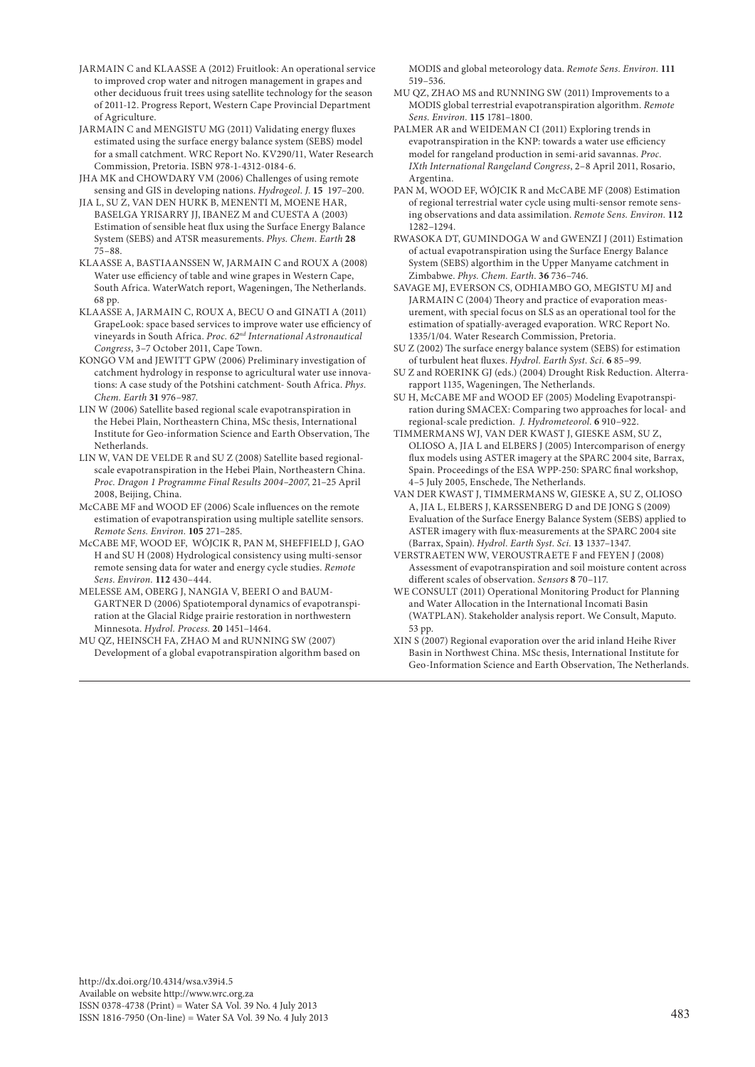JARMAIN C and KLAASSE A (2012) Fruitlook: An operational service to improved crop water and nitrogen management in grapes and other deciduous fruit trees using satellite technology for the season of 2011-12. Progress Report, Western Cape Provincial Department of Agriculture.

JARMAIN C and MENGISTU MG (2011) Validating energy fluxes estimated using the surface energy balance system (SEBS) model for a small catchment. WRC Report No. KV290/11, Water Research Commission, Pretoria. ISBN 978-1-4312-0184-6.

JHA MK and CHOWDARY VM (2006) Challenges of using remote sensing and GIS in developing nations. *Hydrogeol. J.* **15** 197–200.

JIA L, SU Z, VAN DEN HURK B, MENENTI M, MOENE HAR, BASELGA YRISARRY JJ, IBANEZ M and CUESTA A (2003) Estimation of sensible heat flux using the Surface Energy Balance System (SEBS) and ATSR measurements. *Phys. Chem. Earth* **28** 75–88.

KLAASSE A, BASTIAANSSEN W, JARMAIN C and ROUX A (2008) Water use efficiency of table and wine grapes in Western Cape, South Africa. WaterWatch report, Wageningen, The Netherlands. 68 pp.

KLAASSE A, JARMAIN C, ROUX A, BECU O and GINATI A (2011) GrapeLook: space based services to improve water use efficiency of vineyards in South Africa. *Proc. 62nd International Astronautical Congress*, 3–7 October 2011, Cape Town.

KONGO VM and JEWITT GPW (2006) Preliminary investigation of catchment hydrology in response to agricultural water use innovations: A case study of the Potshini catchment- South Africa. *Phys. Chem. Earth* **31** 976–987.

LIN W (2006) Satellite based regional scale evapotranspiration in the Hebei Plain, Northeastern China, MSc thesis, International Institute for Geo-information Science and Earth Observation, The Netherlands.

LIN W, VAN DE VELDE R and SU Z (2008) Satellite based regional-scale evapotranspiration in the Hebei Plain, Northeastern China. *Proc. Dragon 1 Programme Final Results 2004–2007*, 21–25 April 2008, Beijing, China.

McCABE MF and WOOD EF (2006) Scale influences on the remote estimation of evapotranspiration using multiple satellite sensors. *Remote Sens. Environ.* **105** 271–285.

McCABE MF, WOOD EF, WÓJCIK R, PAN M, SHEFFIELD J, GAO H and SU H (2008) Hydrological consistency using multi-sensor remote sensing data for water and energy cycle studies. *Remote Sens. Environ.* **112** 430–444.

MELESSE AM, OBERG J, NANGIA V, BEERI O and BAUMGARTNER D (2006) Spatiotemporal dynamics of evapotranspiration at the Glacial Ridge prairie restoration in northwestern Minnesota. *Hydrol. Process.* **20** 1451–1464.

MU QZ, HEINSCH FA, ZHAO M and RUNNING SW (2007) Development of a global evapotranspiration algorithm based on MODIS and global meteorology data. *Remote Sens. Environ.* **111** 519–536.

MU QZ, ZHAO MS and RUNNING SW (2011) Improvements to a MODIS global terrestrial evapotranspiration algorithm. *Remote Sens. Environ.* **115** 1781–1800.

PALMER AR and WEIDEMAN CI (2011) Exploring trends in evapotranspiration in the KNP: towards a water use efficiency model for rangeland production in semi-arid savannas. *Proc. IXth International Rangeland Congress*, 2–8 April 2011, Rosario, Argentina.

PAN M, WOOD EF, WÓJCIK R and McCABE MF (2008) Estimation of regional terrestrial water cycle using multi-sensor remote sensing observations and data assimilation. *Remote Sens. Environ.* **112** 1282–1294.

RWASOKA DT, GUMINDOGA W and GWENZI J (2011) Estimation of actual evapotranspiration using the Surface Energy Balance System (SEBS) algorthim in the Upper Manyame catchment in Zimbabwe. *Phys. Chem. Earth*. **36** 736–746.

SAVAGE MJ, EVERSON CS, ODHIAMBO GO, MEGISTU MJ and JARMAIN C (2004) Theory and practice of evaporation measurement, with special focus on SLS as an operational tool for the estimation of spatially-averaged evaporation. WRC Report No. 1335/1/04. Water Research Commission, Pretoria.

SU Z (2002) The surface energy balance system (SEBS) for estimation of turbulent heat fluxes. *Hydrol. Earth Syst. Sci.* **6** 85–99.

SU Z and ROERINK GJ (eds.) (2004) Drought Risk Reduction. Alterrarapport 1135, Wageningen, The Netherlands.

SU H, McCABE MF and WOOD EF (2005) Modeling Evapotranspiration during SMACEX: Comparing two approaches for local- and regional-scale prediction. *J. Hydrometeorol.* **6** 910–922.

TIMMERMANS WJ, VAN DER KWAST J, GIESKE ASM, SU Z, OLIOSO A, JIA L and ELBERS J (2005) Intercomparison of energy flux models using ASTER imagery at the SPARC 2004 site, Barrax, Spain. Proceedings of the ESA WPP-250: SPARC final workshop, 4–5 July 2005, Enschede, The Netherlands.

VAN DER KWAST J, TIMMERMANS W, GIESKE A, SU Z, OLIOSO A, JIA L, ELBERS J, KARSSENBERG D and DE JONG S (2009) Evaluation of the Surface Energy Balance System (SEBS) applied to ASTER imagery with flux-measurements at the SPARC 2004 site (Barrax, Spain). *Hydrol. Earth Syst. Sci.* **13** 1337–1347.

VERSTRAETEN WW, VEROUSTRAETE F and FEYEN J (2008) Assessment of evapotranspiration and soil moisture content across different scales of observation. *Sensors* **8** 70–117.

WE CONSULT (2011) Operational Monitoring Product for Planning and Water Allocation in the International Incomati Basin (WATPLAN). Stakeholder analysis report. We Consult, Maputo. 53 pp.

XIN S (2007) Regional evaporation over the arid inland Heihe River Basin in Northwest China. MSc thesis, International Institute for Geo-Information Science and Earth Observation, The Netherlands.